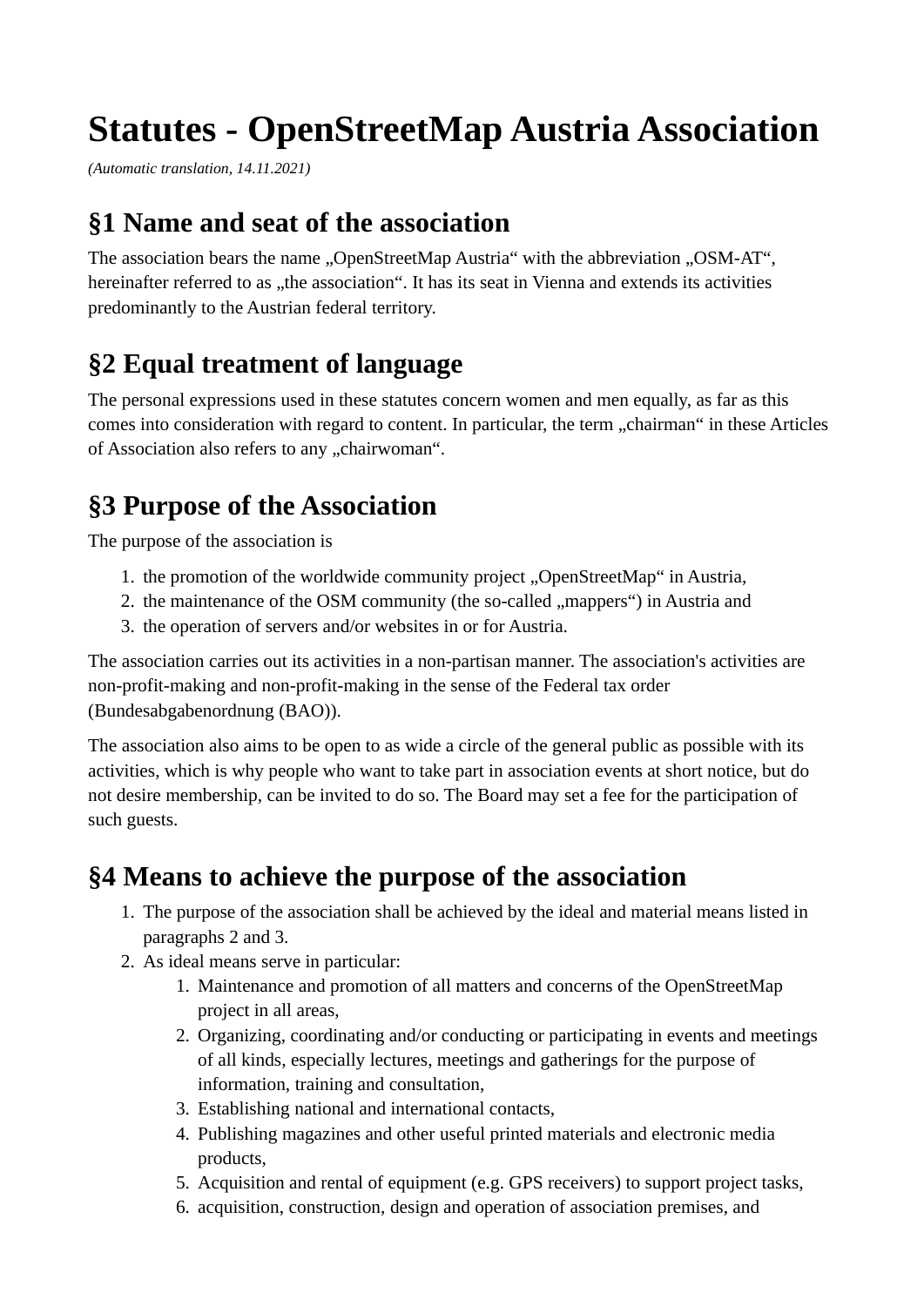# Statutes - OpenStreetMap Austria Association

*(Automatic translation, 14.11.2021)*

## §1 Name and seat of the association

The association bears the name „OpenStreetMap Austria“ with the abbreviation „OSM-AT“, hereinafter referred to as „the association“. It has its seat in Vienna and extends its activities predominantly to the Austrian federal territory.

## §2 Equal treatment of language

The personal expressions used in these statutes concern women and men equally, as far as this comes into consideration with regard to content. In particular, the term „chairman“ in these Articles of Association also refers to any „chairwoman“.

## §3 Purpose of the Association

The purpose of the association is

1. the promotion of the worldwide community project „OpenStreetMap“ in Austria,
2. the maintenance of the OSM community (the so-called „mappers“) in Austria and
3. the operation of servers and/or websites in or for Austria.

The association carries out its activities in a non-partisan manner. The association's activities are non-profit-making and non-profit-making in the sense of the Federal tax order (Bundesabgabenordnung (BAO)).

The association also aims to be open to as wide a circle of the general public as possible with its activities, which is why people who want to take part in association events at short notice, but do not desire membership, can be invited to do so. The Board may set a fee for the participation of such guests.

## §4 Means to achieve the purpose of the association

1. The purpose of the association shall be achieved by the ideal and material means listed in paragraphs 2 and 3.
2. As ideal means serve in particular:
    1. Maintenance and promotion of all matters and concerns of the OpenStreetMap project in all areas,
    2. Organizing, coordinating and/or conducting or participating in events and meetings of all kinds, especially lectures, meetings and gatherings for the purpose of information, training and consultation,
    3. Establishing national and international contacts,
    4. Publishing magazines and other useful printed materials and electronic media products,
    5. Acquisition and rental of equipment (e.g. GPS receivers) to support project tasks,
    6. acquisition, construction, design and operation of association premises, and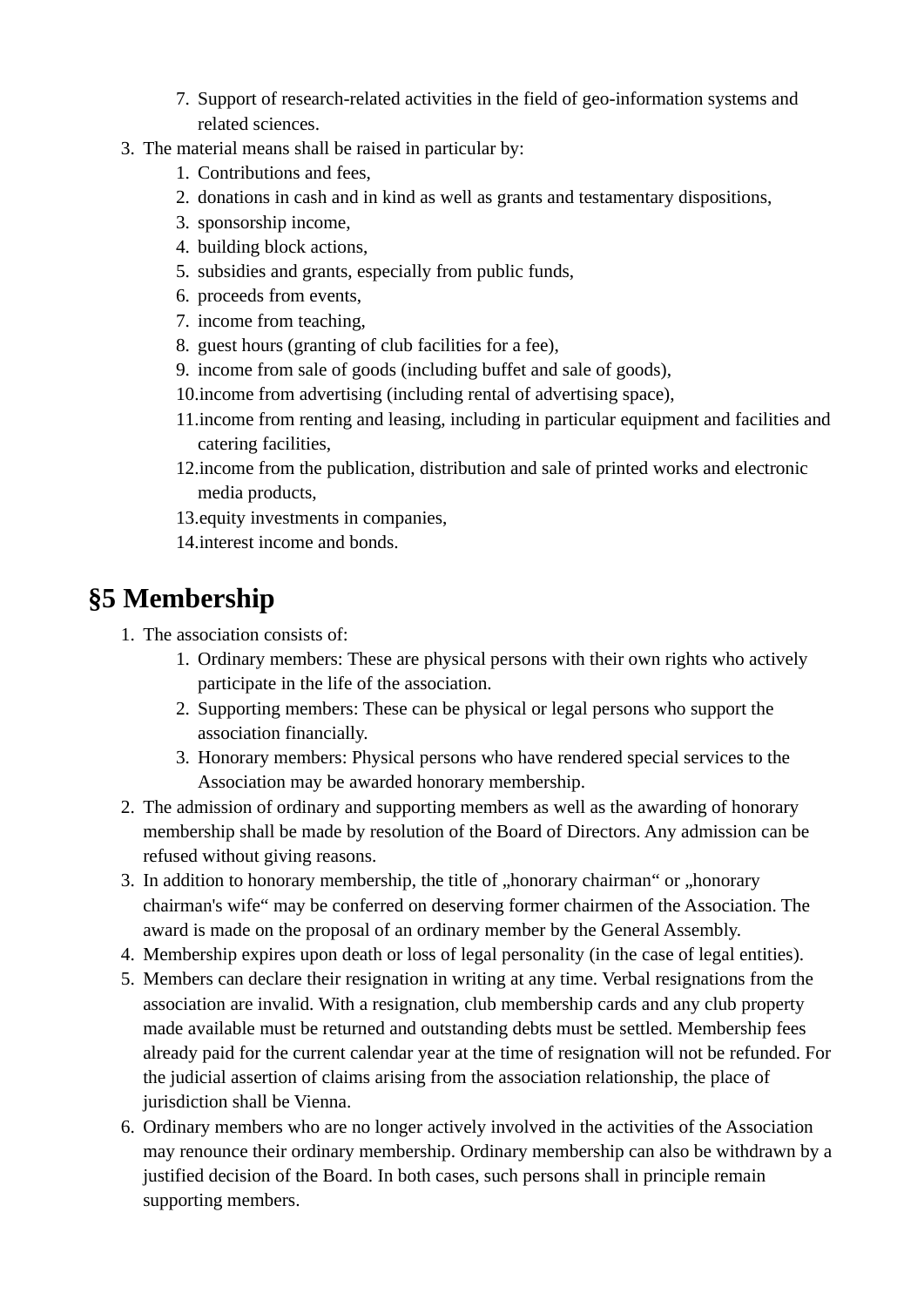7. Support of research-related activities in the field of geo-information systems and related sciences.
3. The material means shall be raised in particular by:
   1. Contributions and fees,
   2. donations in cash and in kind as well as grants and testamentary dispositions,
   3. sponsorship income,
   4. building block actions,
   5. subsidies and grants, especially from public funds,
   6. proceeds from events,
   7. income from teaching,
   8. guest hours (granting of club facilities for a fee),
   9. income from sale of goods (including buffet and sale of goods),
   10. income from advertising (including rental of advertising space),
   11. income from renting and leasing, including in particular equipment and facilities and catering facilities,
   12. income from the publication, distribution and sale of printed works and electronic media products,
   13. equity investments in companies,
   14. interest income and bonds.

# §5 Membership

1. The association consists of:
   1. Ordinary members: These are physical persons with their own rights who actively participate in the life of the association.
   2. Supporting members: These can be physical or legal persons who support the association financially.
   3. Honorary members: Physical persons who have rendered special services to the Association may be awarded honorary membership.
2. The admission of ordinary and supporting members as well as the awarding of honorary membership shall be made by resolution of the Board of Directors. Any admission can be refused without giving reasons.
3. In addition to honorary membership, the title of „honorary chairman" or „honorary chairman's wife" may be conferred on deserving former chairmen of the Association. The award is made on the proposal of an ordinary member by the General Assembly.
4. Membership expires upon death or loss of legal personality (in the case of legal entities).
5. Members can declare their resignation in writing at any time. Verbal resignations from the association are invalid. With a resignation, club membership cards and any club property made available must be returned and outstanding debts must be settled. Membership fees already paid for the current calendar year at the time of resignation will not be refunded. For the judicial assertion of claims arising from the association relationship, the place of jurisdiction shall be Vienna.
6. Ordinary members who are no longer actively involved in the activities of the Association may renounce their ordinary membership. Ordinary membership can also be withdrawn by a justified decision of the Board. In both cases, such persons shall in principle remain supporting members.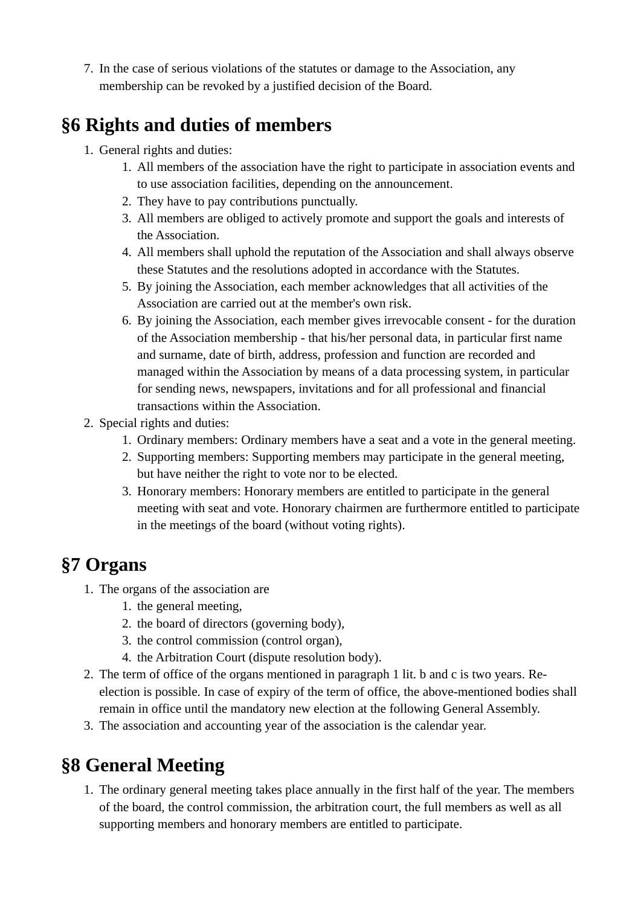7. In the case of serious violations of the statutes or damage to the Association, any membership can be revoked by a justified decision of the Board.

## §6 Rights and duties of members

1. General rights and duties:
    1. All members of the association have the right to participate in association events and to use association facilities, depending on the announcement.
    2. They have to pay contributions punctually.
    3. All members are obliged to actively promote and support the goals and interests of the Association.
    4. All members shall uphold the reputation of the Association and shall always observe these Statutes and the resolutions adopted in accordance with the Statutes.
    5. By joining the Association, each member acknowledges that all activities of the Association are carried out at the member's own risk.
    6. By joining the Association, each member gives irrevocable consent - for the duration of the Association membership - that his/her personal data, in particular first name and surname, date of birth, address, profession and function are recorded and managed within the Association by means of a data processing system, in particular for sending news, newspapers, invitations and for all professional and financial transactions within the Association.
2. Special rights and duties:
    1. Ordinary members: Ordinary members have a seat and a vote in the general meeting.
    2. Supporting members: Supporting members may participate in the general meeting, but have neither the right to vote nor to be elected.
    3. Honorary members: Honorary members are entitled to participate in the general meeting with seat and vote. Honorary chairmen are furthermore entitled to participate in the meetings of the board (without voting rights).

## §7 Organs

1. The organs of the association are
    1. the general meeting,
    2. the board of directors (governing body),
    3. the control commission (control organ),
    4. the Arbitration Court (dispute resolution body).
2. The term of office of the organs mentioned in paragraph 1 lit. b and c is two years. Re-election is possible. In case of expiry of the term of office, the above-mentioned bodies shall remain in office until the mandatory new election at the following General Assembly.
3. The association and accounting year of the association is the calendar year.

## §8 General Meeting

1. The ordinary general meeting takes place annually in the first half of the year. The members of the board, the control commission, the arbitration court, the full members as well as all supporting members and honorary members are entitled to participate.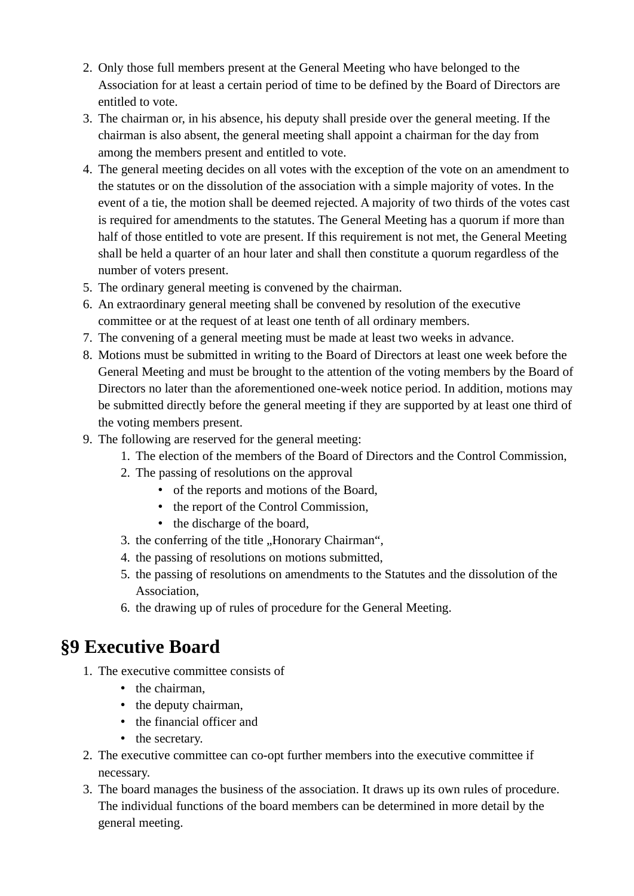2. Only those full members present at the General Meeting who have belonged to the Association for at least a certain period of time to be defined by the Board of Directors are entitled to vote.
3. The chairman or, in his absence, his deputy shall preside over the general meeting. If the chairman is also absent, the general meeting shall appoint a chairman for the day from among the members present and entitled to vote.
4. The general meeting decides on all votes with the exception of the vote on an amendment to the statutes or on the dissolution of the association with a simple majority of votes. In the event of a tie, the motion shall be deemed rejected. A majority of two thirds of the votes cast is required for amendments to the statutes. The General Meeting has a quorum if more than half of those entitled to vote are present. If this requirement is not met, the General Meeting shall be held a quarter of an hour later and shall then constitute a quorum regardless of the number of voters present.
5. The ordinary general meeting is convened by the chairman.
6. An extraordinary general meeting shall be convened by resolution of the executive committee or at the request of at least one tenth of all ordinary members.
7. The convening of a general meeting must be made at least two weeks in advance.
8. Motions must be submitted in writing to the Board of Directors at least one week before the General Meeting and must be brought to the attention of the voting members by the Board of Directors no later than the aforementioned one-week notice period. In addition, motions may be submitted directly before the general meeting if they are supported by at least one third of the voting members present.
9. The following are reserved for the general meeting:
    1. The election of the members of the Board of Directors and the Control Commission,
    2. The passing of resolutions on the approval
        - of the reports and motions of the Board,
        - the report of the Control Commission,
        - the discharge of the board,
    3. the conferring of the title „Honorary Chairman“,
    4. the passing of resolutions on motions submitted,
    5. the passing of resolutions on amendments to the Statutes and the dissolution of the Association,
    6. the drawing up of rules of procedure for the General Meeting.

## §9 Executive Board

1. The executive committee consists of
    - the chairman,
    - the deputy chairman,
    - the financial officer and
    - the secretary.
2. The executive committee can co-opt further members into the executive committee if necessary.
3. The board manages the business of the association. It draws up its own rules of procedure. The individual functions of the board members can be determined in more detail by the general meeting.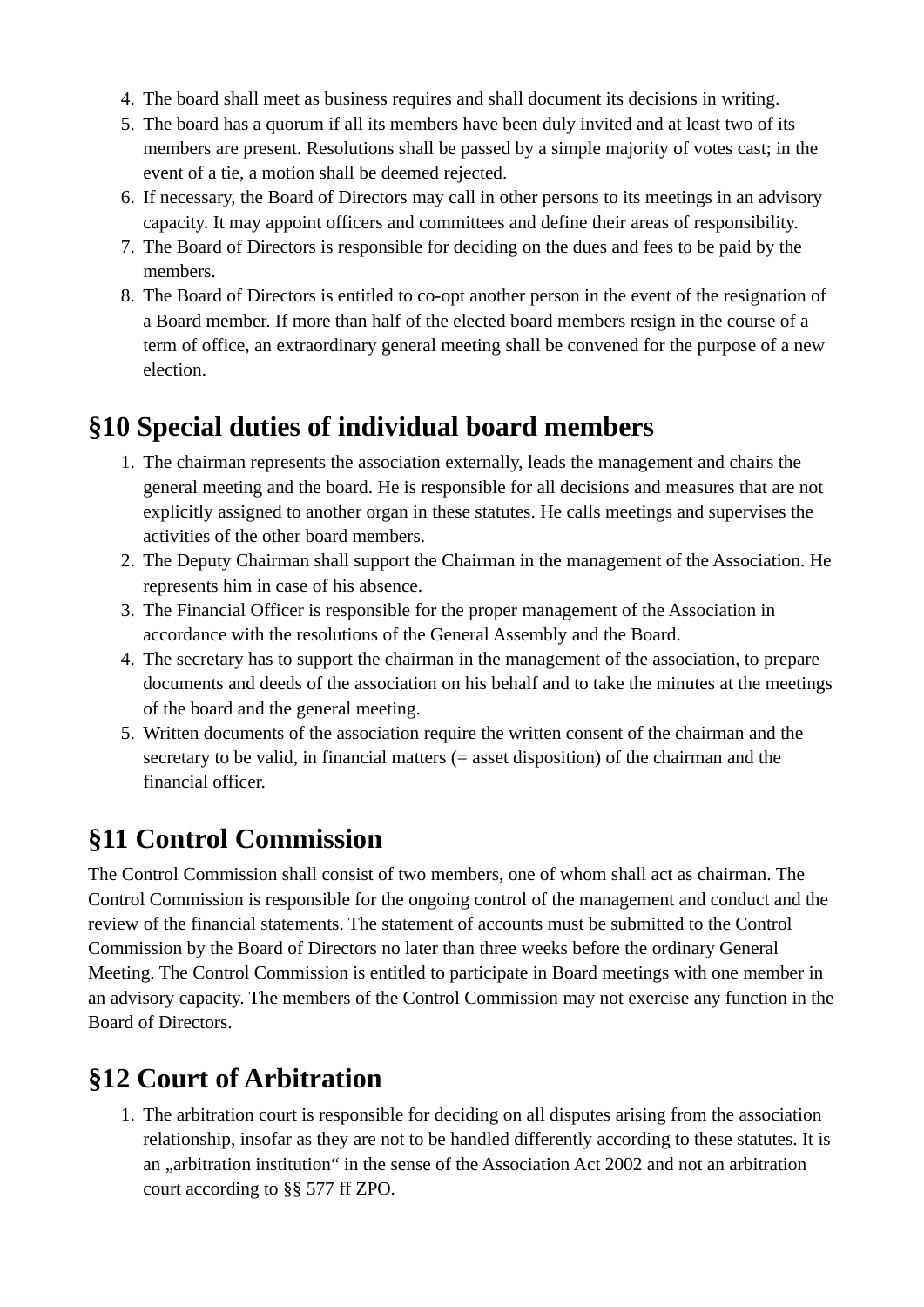4. The board shall meet as business requires and shall document its decisions in writing.
5. The board has a quorum if all its members have been duly invited and at least two of its members are present. Resolutions shall be passed by a simple majority of votes cast; in the event of a tie, a motion shall be deemed rejected.
6. If necessary, the Board of Directors may call in other persons to its meetings in an advisory capacity. It may appoint officers and committees and define their areas of responsibility.
7. The Board of Directors is responsible for deciding on the dues and fees to be paid by the members.
8. The Board of Directors is entitled to co-opt another person in the event of the resignation of a Board member. If more than half of the elected board members resign in the course of a term of office, an extraordinary general meeting shall be convened for the purpose of a new election.

## §10 Special duties of individual board members

1. The chairman represents the association externally, leads the management and chairs the general meeting and the board. He is responsible for all decisions and measures that are not explicitly assigned to another organ in these statutes. He calls meetings and supervises the activities of the other board members.
2. The Deputy Chairman shall support the Chairman in the management of the Association. He represents him in case of his absence.
3. The Financial Officer is responsible for the proper management of the Association in accordance with the resolutions of the General Assembly and the Board.
4. The secretary has to support the chairman in the management of the association, to prepare documents and deeds of the association on his behalf and to take the minutes at the meetings of the board and the general meeting.
5. Written documents of the association require the written consent of the chairman and the secretary to be valid, in financial matters (= asset disposition) of the chairman and the financial officer.

## §11 Control Commission

The Control Commission shall consist of two members, one of whom shall act as chairman. The Control Commission is responsible for the ongoing control of the management and conduct and the review of the financial statements. The statement of accounts must be submitted to the Control Commission by the Board of Directors no later than three weeks before the ordinary General Meeting. The Control Commission is entitled to participate in Board meetings with one member in an advisory capacity. The members of the Control Commission may not exercise any function in the Board of Directors.

## §12 Court of Arbitration

1. The arbitration court is responsible for deciding on all disputes arising from the association relationship, insofar as they are not to be handled differently according to these statutes. It is an „arbitration institution“ in the sense of the Association Act 2002 and not an arbitration court according to §§ 577 ff ZPO.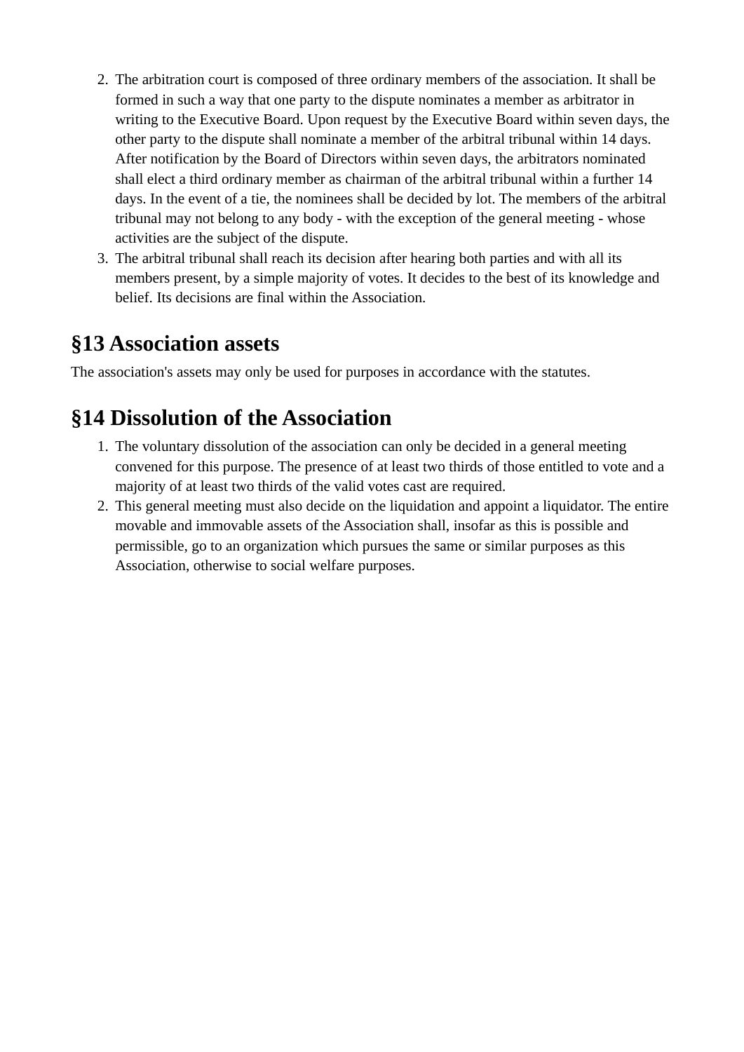2. The arbitration court is composed of three ordinary members of the association. It shall be formed in such a way that one party to the dispute nominates a member as arbitrator in writing to the Executive Board. Upon request by the Executive Board within seven days, the other party to the dispute shall nominate a member of the arbitral tribunal within 14 days. After notification by the Board of Directors within seven days, the arbitrators nominated shall elect a third ordinary member as chairman of the arbitral tribunal within a further 14 days. In the event of a tie, the nominees shall be decided by lot. The members of the arbitral tribunal may not belong to any body - with the exception of the general meeting - whose activities are the subject of the dispute.
3. The arbitral tribunal shall reach its decision after hearing both parties and with all its members present, by a simple majority of votes. It decides to the best of its knowledge and belief. Its decisions are final within the Association.

## §13 Association assets

The association's assets may only be used for purposes in accordance with the statutes.

## §14 Dissolution of the Association

1. The voluntary dissolution of the association can only be decided in a general meeting convened for this purpose. The presence of at least two thirds of those entitled to vote and a majority of at least two thirds of the valid votes cast are required.
2. This general meeting must also decide on the liquidation and appoint a liquidator. The entire movable and immovable assets of the Association shall, insofar as this is possible and permissible, go to an organization which pursues the same or similar purposes as this Association, otherwise to social welfare purposes.